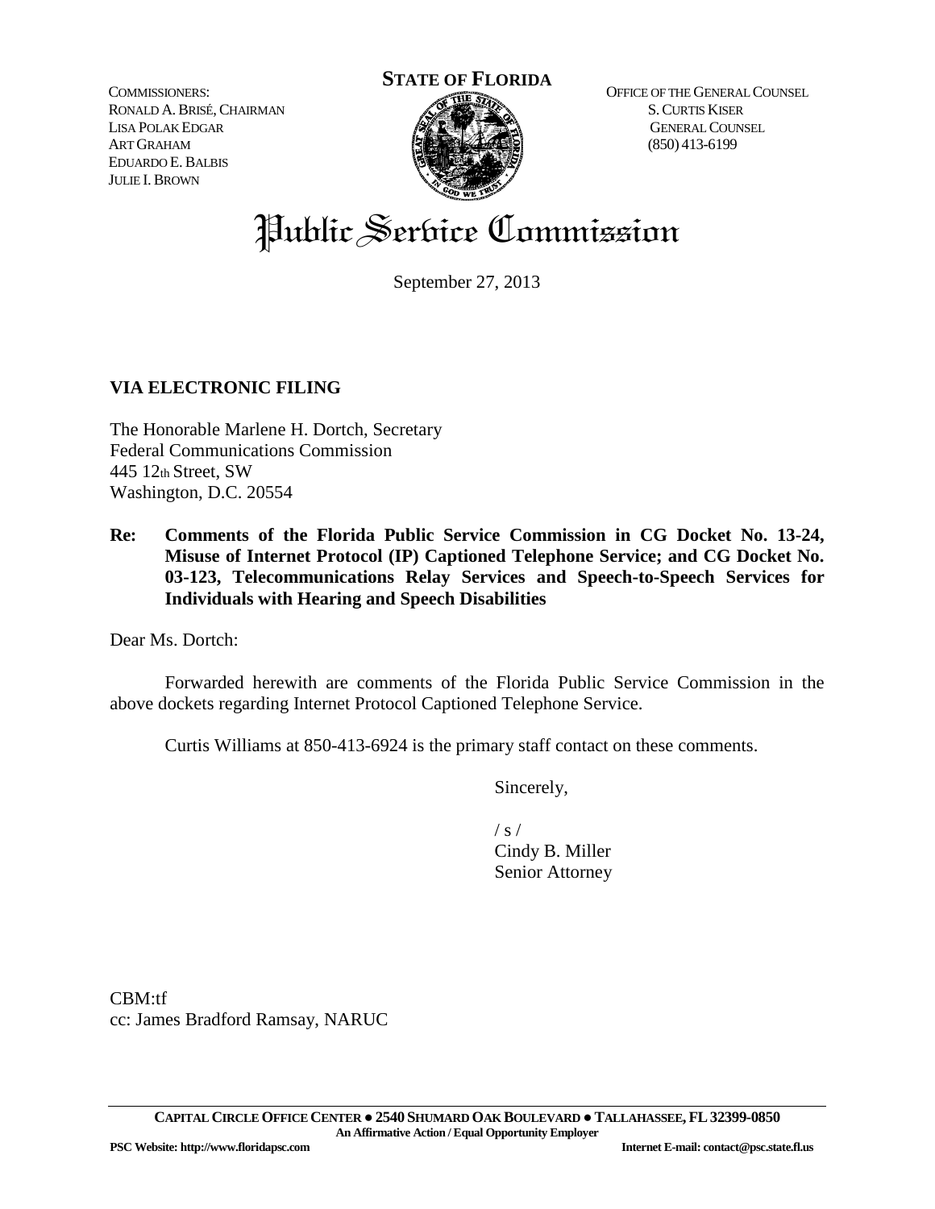**STATE OF FLORIDA**

COMMISSIONERS:
RONALD A. BRISÉ, CHAIRMAN
LISA POLAK EDGAR
ART GRAHAM
EDUARDO E. BALBIS
JULIE I. BROWN

OFFICE OF THE GENERAL COUNSEL
S. CURTIS KISER
GENERAL COUNSEL
(850) 413-6199

# Public Service Commission

September 27, 2013

**VIA ELECTRONIC FILING**

The Honorable Marlene H. Dortch, Secretary
Federal Communications Commission
445 12th Street, SW
Washington, D.C. 20554

**Re: Comments of the Florida Public Service Commission in CG Docket No. 13-24, Misuse of Internet Protocol (IP) Captioned Telephone Service; and CG Docket No. 03-123, Telecommunications Relay Services and Speech-to-Speech Services for Individuals with Hearing and Speech Disabilities**

Dear Ms. Dortch:

Forwarded herewith are comments of the Florida Public Service Commission in the above dockets regarding Internet Protocol Captioned Telephone Service.

Curtis Williams at 850-413-6924 is the primary staff contact on these comments.

Sincerely,

/ s /
Cindy B. Miller
Senior Attorney

CBM:tf
cc: James Bradford Ramsay, NARUC

**CAPITAL CIRCLE OFFICE CENTER ● 2540 SHUMARD OAK BOULEVARD ● TALLAHASSEE, FL 32399-0850**
**An Affirmative Action / Equal Opportunity Employer**
**PSC Website: http://www.floridapsc.com** **Internet E-mail: contact@psc.state.fl.us**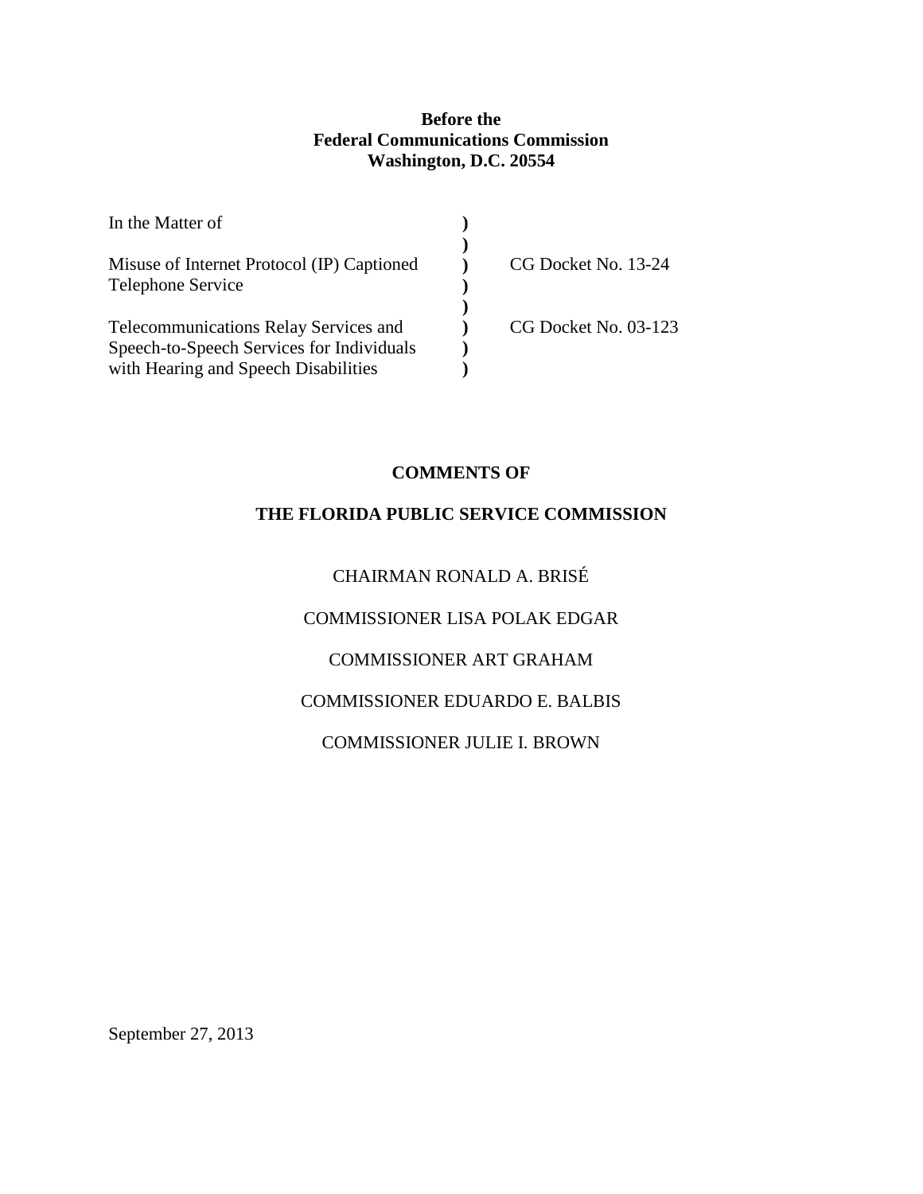**Before the**
**Federal Communications Commission**
**Washington, D.C. 20554**

| | | |
|---|---|---|
| In the Matter of | ) | |
| | ) | |
| Misuse of Internet Protocol (IP) Captioned Telephone Service | ) | CG Docket No. 13-24 |
| | ) | |
| Telecommunications Relay Services and Speech-to-Speech Services for Individuals with Hearing and Speech Disabilities | ) | CG Docket No. 03-123 |

**COMMENTS OF**

**THE FLORIDA PUBLIC SERVICE COMMISSION**

CHAIRMAN RONALD A. BRISÉ

COMMISSIONER LISA POLAK EDGAR

COMMISSIONER ART GRAHAM

COMMISSIONER EDUARDO E. BALBIS

COMMISSIONER JULIE I. BROWN

September 27, 2013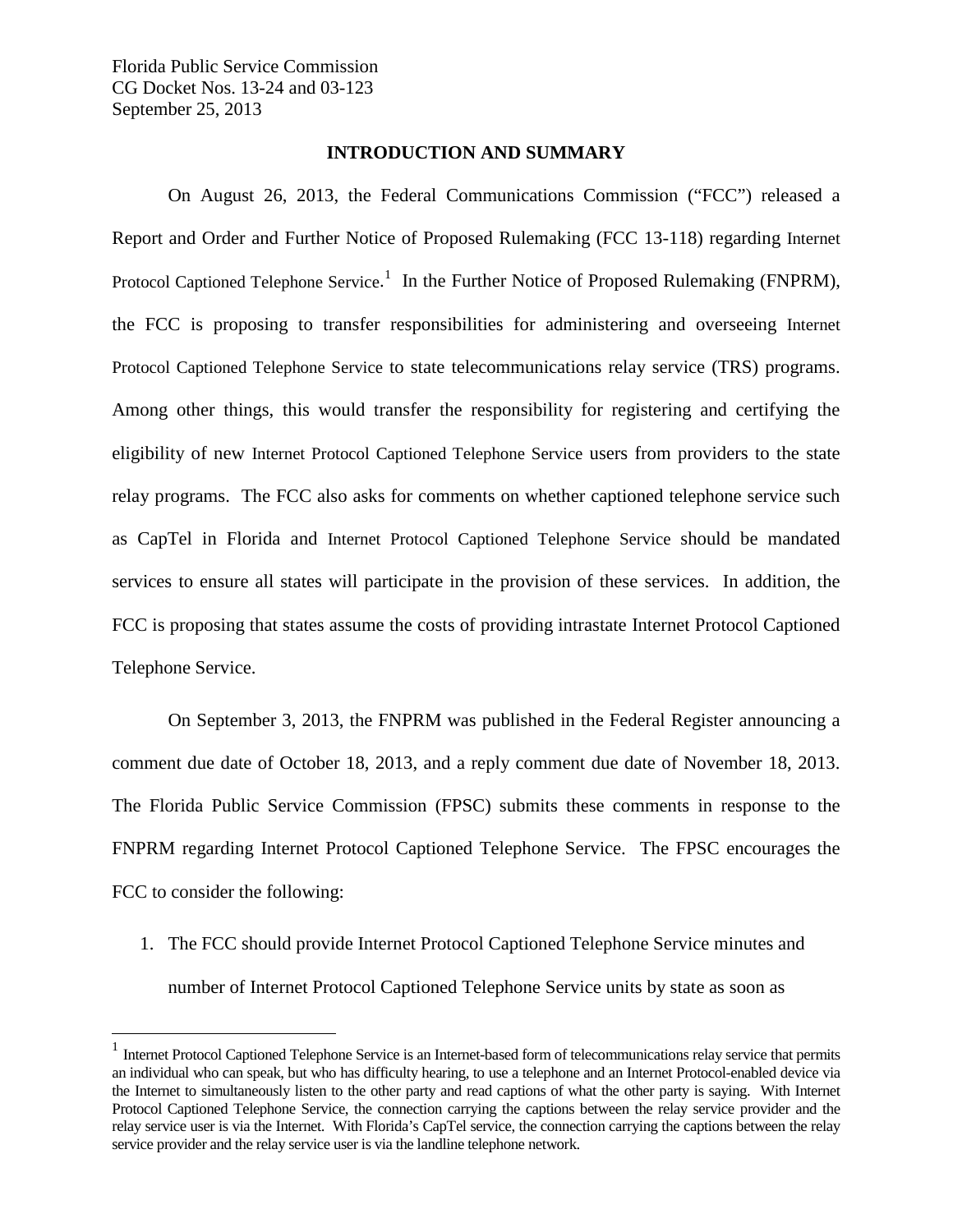Florida Public Service Commission
CG Docket Nos. 13-24 and 03-123
September 25, 2013

## INTRODUCTION AND SUMMARY

On August 26, 2013, the Federal Communications Commission ("FCC") released a Report and Order and Further Notice of Proposed Rulemaking (FCC 13-118) regarding Internet Protocol Captioned Telephone Service.[1] In the Further Notice of Proposed Rulemaking (FNPRM), the FCC is proposing to transfer responsibilities for administering and overseeing Internet Protocol Captioned Telephone Service to state telecommunications relay service (TRS) programs. Among other things, this would transfer the responsibility for registering and certifying the eligibility of new Internet Protocol Captioned Telephone Service users from providers to the state relay programs. The FCC also asks for comments on whether captioned telephone service such as CapTel in Florida and Internet Protocol Captioned Telephone Service should be mandated services to ensure all states will participate in the provision of these services. In addition, the FCC is proposing that states assume the costs of providing intrastate Internet Protocol Captioned Telephone Service.

On September 3, 2013, the FNPRM was published in the Federal Register announcing a comment due date of October 18, 2013, and a reply comment due date of November 18, 2013. The Florida Public Service Commission (FPSC) submits these comments in response to the FNPRM regarding Internet Protocol Captioned Telephone Service. The FPSC encourages the FCC to consider the following:

1. The FCC should provide Internet Protocol Captioned Telephone Service minutes and number of Internet Protocol Captioned Telephone Service units by state as soon as

[1] Internet Protocol Captioned Telephone Service is an Internet-based form of telecommunications relay service that permits an individual who can speak, but who has difficulty hearing, to use a telephone and an Internet Protocol-enabled device via the Internet to simultaneously listen to the other party and read captions of what the other party is saying. With Internet Protocol Captioned Telephone Service, the connection carrying the captions between the relay service provider and the relay service user is via the Internet. With Florida's CapTel service, the connection carrying the captions between the relay service provider and the relay service user is via the landline telephone network.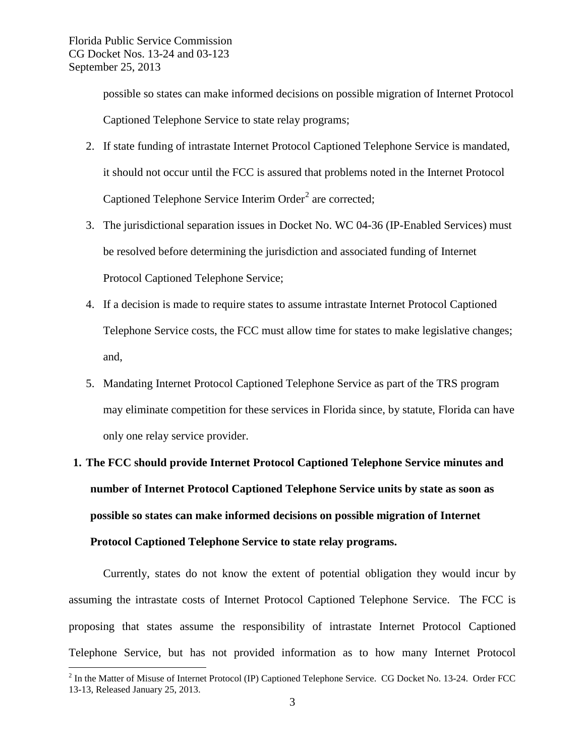possible so states can make informed decisions on possible migration of Internet Protocol Captioned Telephone Service to state relay programs;

2. If state funding of intrastate Internet Protocol Captioned Telephone Service is mandated, it should not occur until the FCC is assured that problems noted in the Internet Protocol Captioned Telephone Service Interim Order[2] are corrected;
3. The jurisdictional separation issues in Docket No. WC 04-36 (IP-Enabled Services) must be resolved before determining the jurisdiction and associated funding of Internet Protocol Captioned Telephone Service;
4. If a decision is made to require states to assume intrastate Internet Protocol Captioned Telephone Service costs, the FCC must allow time for states to make legislative changes; and,
5. Mandating Internet Protocol Captioned Telephone Service as part of the TRS program may eliminate competition for these services in Florida since, by statute, Florida can have only one relay service provider.

**1. The FCC should provide Internet Protocol Captioned Telephone Service minutes and number of Internet Protocol Captioned Telephone Service units by state as soon as possible so states can make informed decisions on possible migration of Internet Protocol Captioned Telephone Service to state relay programs.**

Currently, states do not know the extent of potential obligation they would incur by assuming the intrastate costs of Internet Protocol Captioned Telephone Service. The FCC is proposing that states assume the responsibility of intrastate Internet Protocol Captioned Telephone Service, but has not provided information as to how many Internet Protocol

[2] In the Matter of Misuse of Internet Protocol (IP) Captioned Telephone Service. CG Docket No. 13-24. Order FCC 13-13, Released January 25, 2013.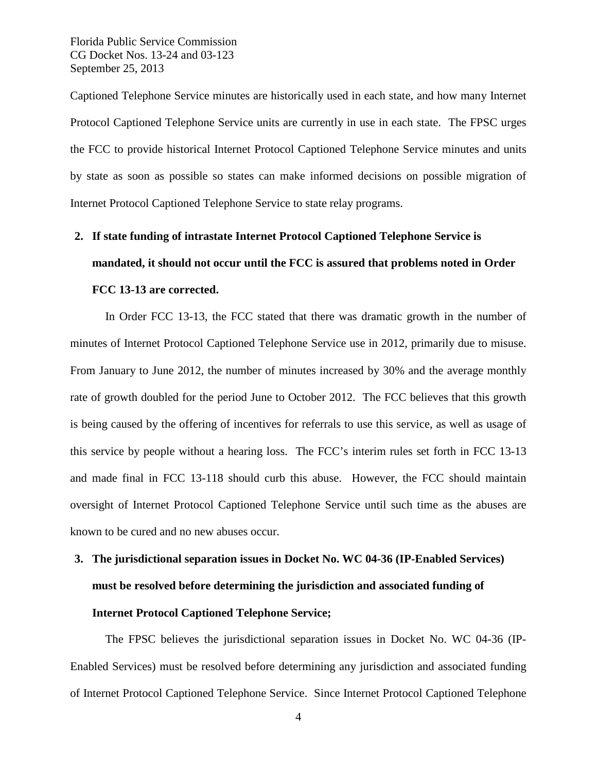Captioned Telephone Service minutes are historically used in each state, and how many Internet Protocol Captioned Telephone Service units are currently in use in each state. The FPSC urges the FCC to provide historical Internet Protocol Captioned Telephone Service minutes and units by state as soon as possible so states can make informed decisions on possible migration of Internet Protocol Captioned Telephone Service to state relay programs.

2. **If state funding of intrastate Internet Protocol Captioned Telephone Service is mandated, it should not occur until the FCC is assured that problems noted in Order FCC 13-13 are corrected.**

In Order FCC 13-13, the FCC stated that there was dramatic growth in the number of minutes of Internet Protocol Captioned Telephone Service use in 2012, primarily due to misuse. From January to June 2012, the number of minutes increased by 30% and the average monthly rate of growth doubled for the period June to October 2012. The FCC believes that this growth is being caused by the offering of incentives for referrals to use this service, as well as usage of this service by people without a hearing loss. The FCC's interim rules set forth in FCC 13-13 and made final in FCC 13-118 should curb this abuse. However, the FCC should maintain oversight of Internet Protocol Captioned Telephone Service until such time as the abuses are known to be cured and no new abuses occur.

3. **The jurisdictional separation issues in Docket No. WC 04-36 (IP-Enabled Services) must be resolved before determining the jurisdiction and associated funding of Internet Protocol Captioned Telephone Service;**

The FPSC believes the jurisdictional separation issues in Docket No. WC 04-36 (IP-Enabled Services) must be resolved before determining any jurisdiction and associated funding of Internet Protocol Captioned Telephone Service. Since Internet Protocol Captioned Telephone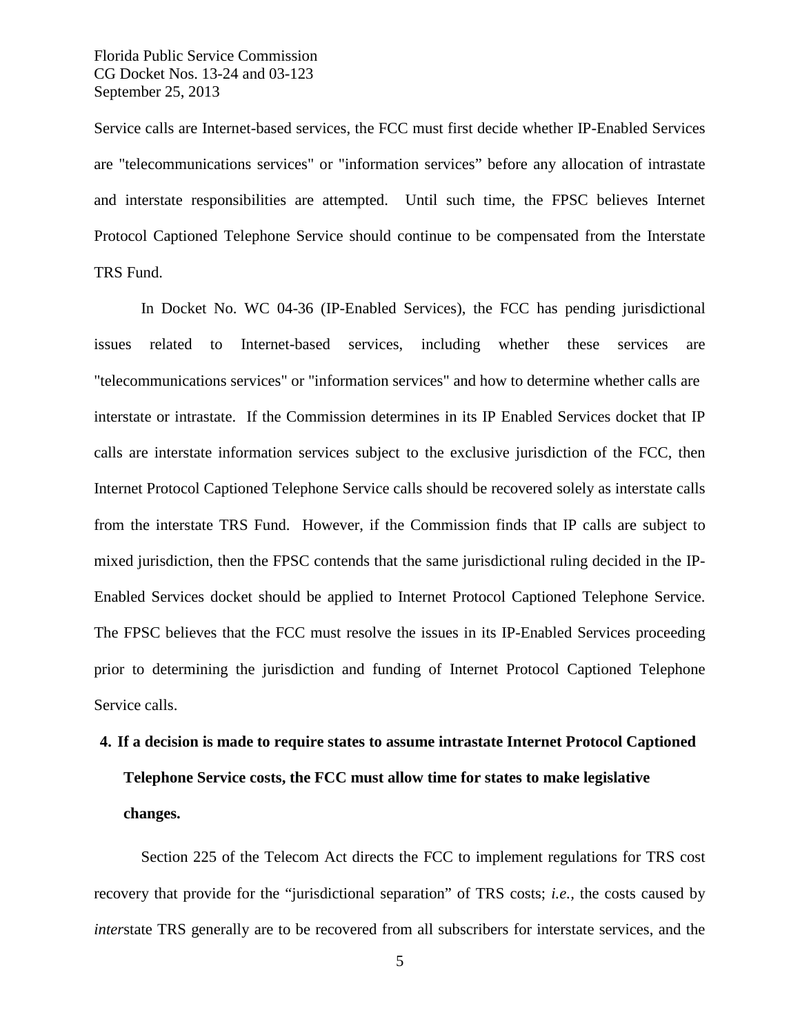Service calls are Internet-based services, the FCC must first decide whether IP-Enabled Services are "telecommunications services" or "information services" before any allocation of intrastate and interstate responsibilities are attempted. Until such time, the FPSC believes Internet Protocol Captioned Telephone Service should continue to be compensated from the Interstate TRS Fund.

In Docket No. WC 04-36 (IP-Enabled Services), the FCC has pending jurisdictional issues related to Internet-based services, including whether these services are "telecommunications services" or "information services" and how to determine whether calls are interstate or intrastate. If the Commission determines in its IP Enabled Services docket that IP calls are interstate information services subject to the exclusive jurisdiction of the FCC, then Internet Protocol Captioned Telephone Service calls should be recovered solely as interstate calls from the interstate TRS Fund. However, if the Commission finds that IP calls are subject to mixed jurisdiction, then the FPSC contends that the same jurisdictional ruling decided in the IP-Enabled Services docket should be applied to Internet Protocol Captioned Telephone Service. The FPSC believes that the FCC must resolve the issues in its IP-Enabled Services proceeding prior to determining the jurisdiction and funding of Internet Protocol Captioned Telephone Service calls.

**4. If a decision is made to require states to assume intrastate Internet Protocol Captioned Telephone Service costs, the FCC must allow time for states to make legislative changes.**

Section 225 of the Telecom Act directs the FCC to implement regulations for TRS cost recovery that provide for the "jurisdictional separation" of TRS costs; *i.e.*, the costs caused by *inter*state TRS generally are to be recovered from all subscribers for interstate services, and the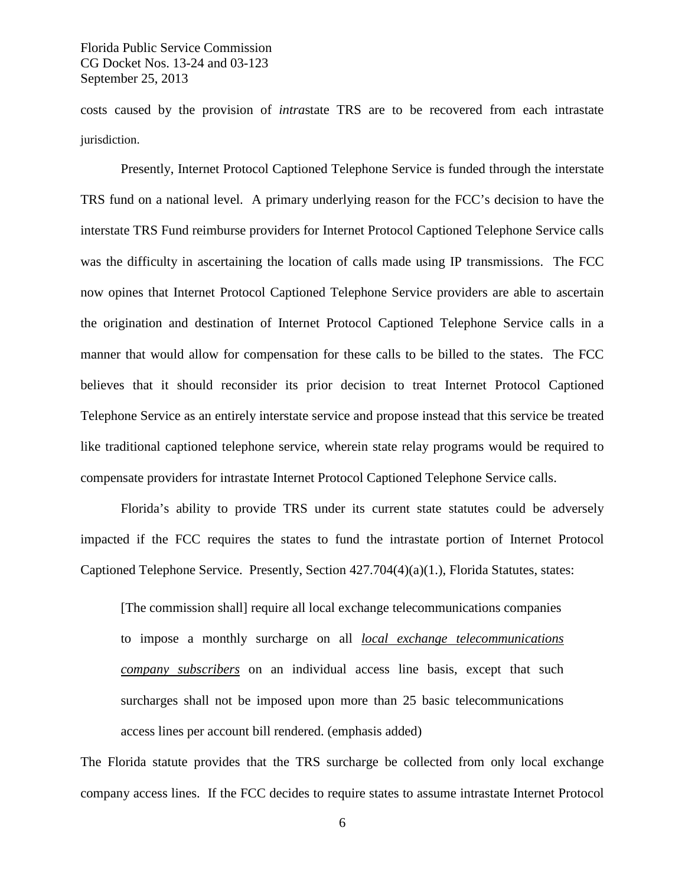costs caused by the provision of *intra*state TRS are to be recovered from each intrastate jurisdiction.

Presently, Internet Protocol Captioned Telephone Service is funded through the interstate TRS fund on a national level. A primary underlying reason for the FCC's decision to have the interstate TRS Fund reimburse providers for Internet Protocol Captioned Telephone Service calls was the difficulty in ascertaining the location of calls made using IP transmissions. The FCC now opines that Internet Protocol Captioned Telephone Service providers are able to ascertain the origination and destination of Internet Protocol Captioned Telephone Service calls in a manner that would allow for compensation for these calls to be billed to the states. The FCC believes that it should reconsider its prior decision to treat Internet Protocol Captioned Telephone Service as an entirely interstate service and propose instead that this service be treated like traditional captioned telephone service, wherein state relay programs would be required to compensate providers for intrastate Internet Protocol Captioned Telephone Service calls.

Florida's ability to provide TRS under its current state statutes could be adversely impacted if the FCC requires the states to fund the intrastate portion of Internet Protocol Captioned Telephone Service. Presently, Section 427.704(4)(a)(1.), Florida Statutes, states:

> [The commission shall] require all local exchange telecommunications companies to impose a monthly surcharge on all ***local exchange telecommunications company subscribers*** on an individual access line basis, except that such surcharges shall not be imposed upon more than 25 basic telecommunications access lines per account bill rendered. (emphasis added)

The Florida statute provides that the TRS surcharge be collected from only local exchange company access lines. If the FCC decides to require states to assume intrastate Internet Protocol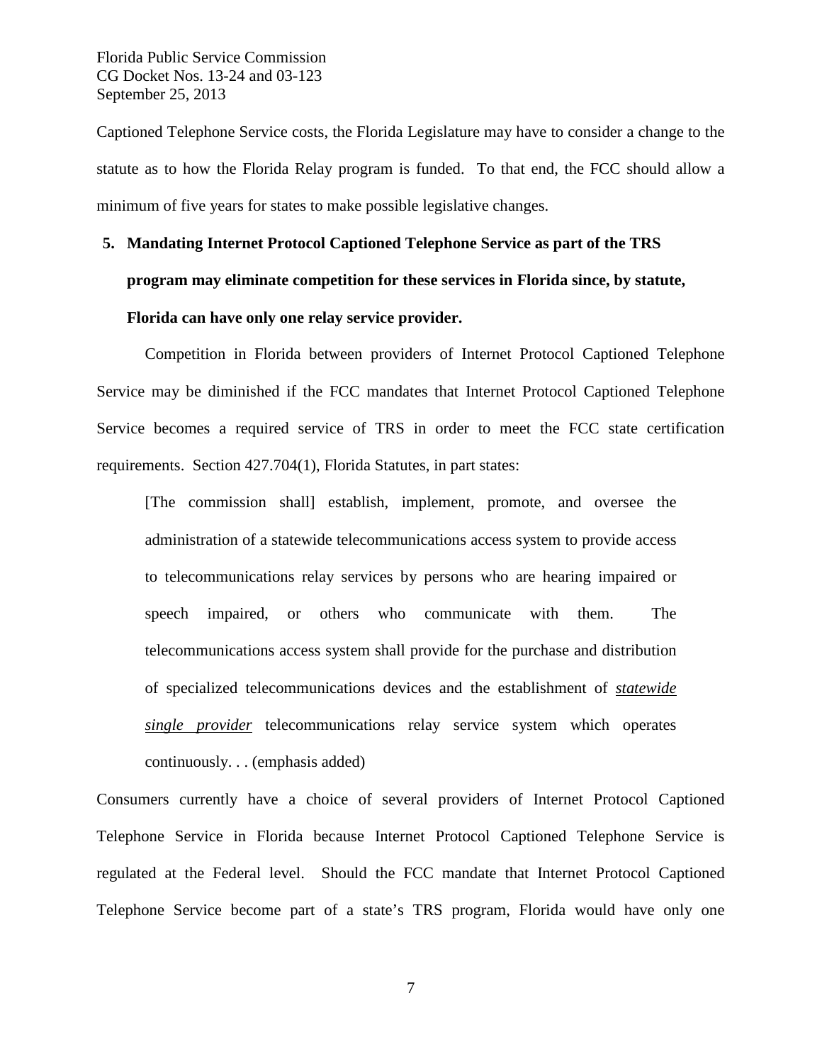Captioned Telephone Service costs, the Florida Legislature may have to consider a change to the statute as to how the Florida Relay program is funded. To that end, the FCC should allow a minimum of five years for states to make possible legislative changes.

**5. Mandating Internet Protocol Captioned Telephone Service as part of the TRS program may eliminate competition for these services in Florida since, by statute, Florida can have only one relay service provider.**

Competition in Florida between providers of Internet Protocol Captioned Telephone Service may be diminished if the FCC mandates that Internet Protocol Captioned Telephone Service becomes a required service of TRS in order to meet the FCC state certification requirements. Section 427.704(1), Florida Statutes, in part states:

> [The commission shall] establish, implement, promote, and oversee the administration of a statewide telecommunications access system to provide access to telecommunications relay services by persons who are hearing impaired or speech impaired, or others who communicate with them. The telecommunications access system shall provide for the purchase and distribution of specialized telecommunications devices and the establishment of ***statewide single provider*** telecommunications relay service system which operates continuously. . . (emphasis added)

Consumers currently have a choice of several providers of Internet Protocol Captioned Telephone Service in Florida because Internet Protocol Captioned Telephone Service is regulated at the Federal level. Should the FCC mandate that Internet Protocol Captioned Telephone Service become part of a state's TRS program, Florida would have only one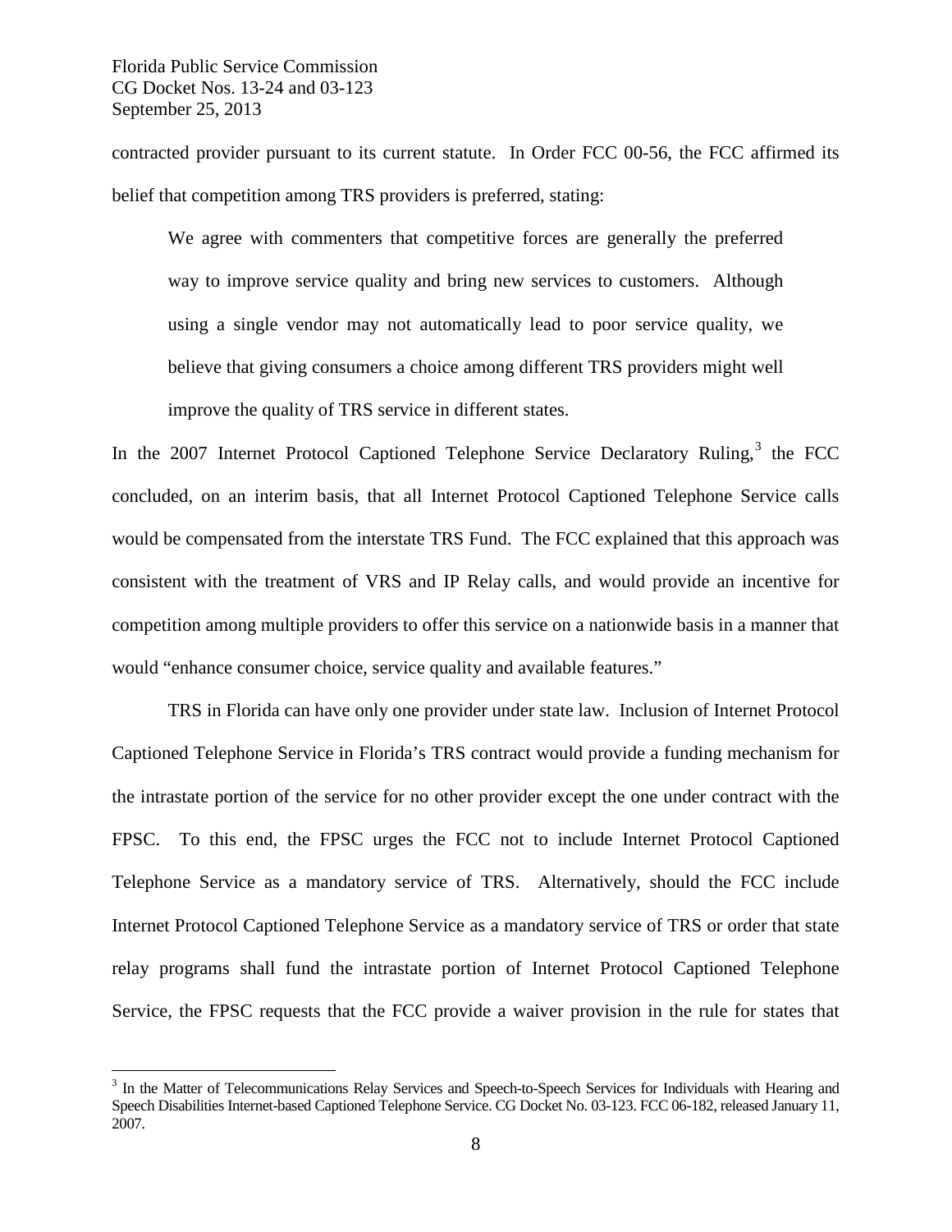contracted provider pursuant to its current statute. In Order FCC 00-56, the FCC affirmed its belief that competition among TRS providers is preferred, stating:

> We agree with commenters that competitive forces are generally the preferred way to improve service quality and bring new services to customers. Although using a single vendor may not automatically lead to poor service quality, we believe that giving consumers a choice among different TRS providers might well improve the quality of TRS service in different states.

In the 2007 Internet Protocol Captioned Telephone Service Declaratory Ruling,[3] the FCC concluded, on an interim basis, that all Internet Protocol Captioned Telephone Service calls would be compensated from the interstate TRS Fund. The FCC explained that this approach was consistent with the treatment of VRS and IP Relay calls, and would provide an incentive for competition among multiple providers to offer this service on a nationwide basis in a manner that would "enhance consumer choice, service quality and available features."

TRS in Florida can have only one provider under state law. Inclusion of Internet Protocol Captioned Telephone Service in Florida's TRS contract would provide a funding mechanism for the intrastate portion of the service for no other provider except the one under contract with the FPSC. To this end, the FPSC urges the FCC not to include Internet Protocol Captioned Telephone Service as a mandatory service of TRS. Alternatively, should the FCC include Internet Protocol Captioned Telephone Service as a mandatory service of TRS or order that state relay programs shall fund the intrastate portion of Internet Protocol Captioned Telephone Service, the FPSC requests that the FCC provide a waiver provision in the rule for states that

---

[3] In the Matter of Telecommunications Relay Services and Speech-to-Speech Services for Individuals with Hearing and Speech Disabilities Internet-based Captioned Telephone Service. CG Docket No. 03-123. FCC 06-182, released January 11, 2007.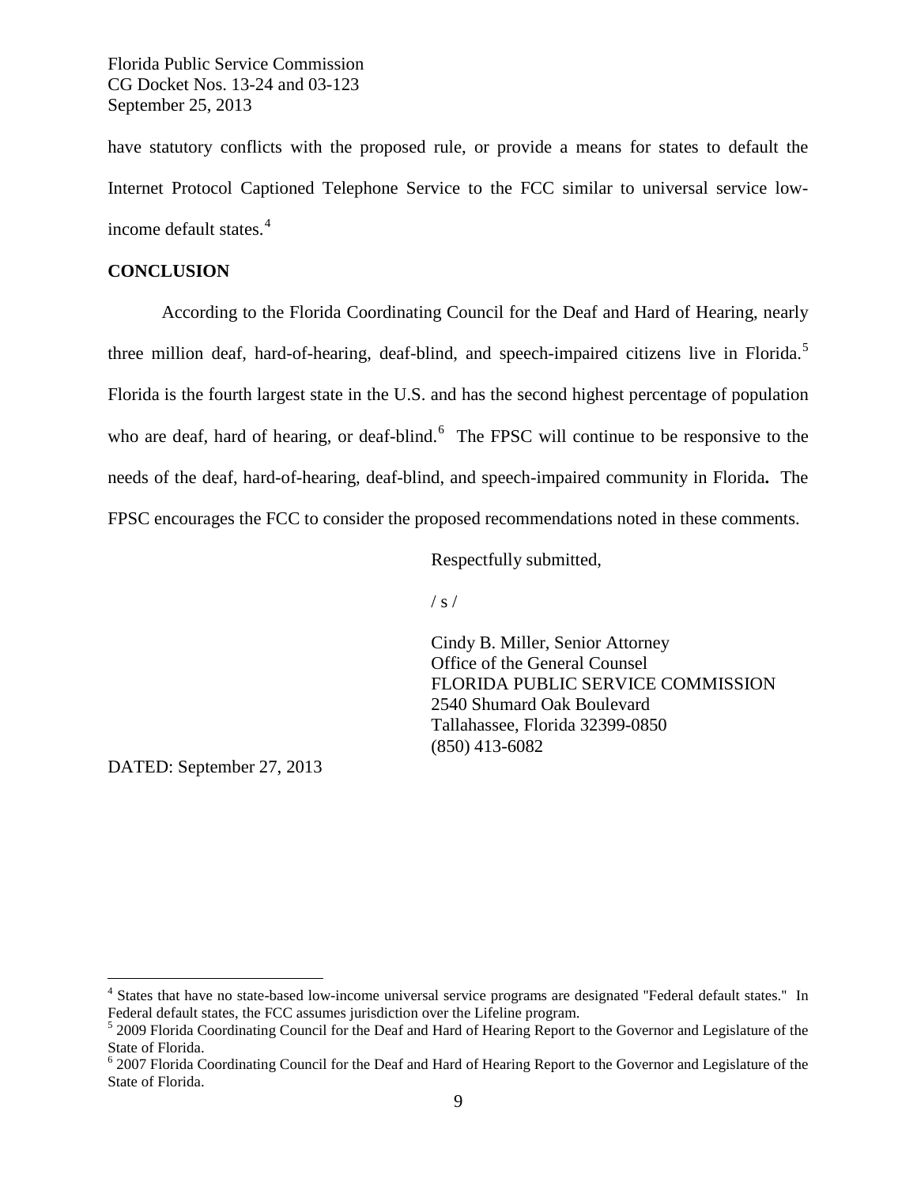have statutory conflicts with the proposed rule, or provide a means for states to default the Internet Protocol Captioned Telephone Service to the FCC similar to universal service low-income default states.[4]

**CONCLUSION**

According to the Florida Coordinating Council for the Deaf and Hard of Hearing, nearly three million deaf, hard-of-hearing, deaf-blind, and speech-impaired citizens live in Florida.[5] Florida is the fourth largest state in the U.S. and has the second highest percentage of population who are deaf, hard of hearing, or deaf-blind.[6] The FPSC will continue to be responsive to the needs of the deaf, hard-of-hearing, deaf-blind, and speech-impaired community in Florida**.** The FPSC encourages the FCC to consider the proposed recommendations noted in these comments.

Respectfully submitted,

/ s /

Cindy B. Miller, Senior Attorney
Office of the General Counsel
FLORIDA PUBLIC SERVICE COMMISSION
2540 Shumard Oak Boulevard
Tallahassee, Florida 32399-0850
(850) 413-6082

DATED: September 27, 2013

---

[4] States that have no state-based low-income universal service programs are designated "Federal default states." In Federal default states, the FCC assumes jurisdiction over the Lifeline program.

[5] 2009 Florida Coordinating Council for the Deaf and Hard of Hearing Report to the Governor and Legislature of the State of Florida.

[6] 2007 Florida Coordinating Council for the Deaf and Hard of Hearing Report to the Governor and Legislature of the State of Florida.